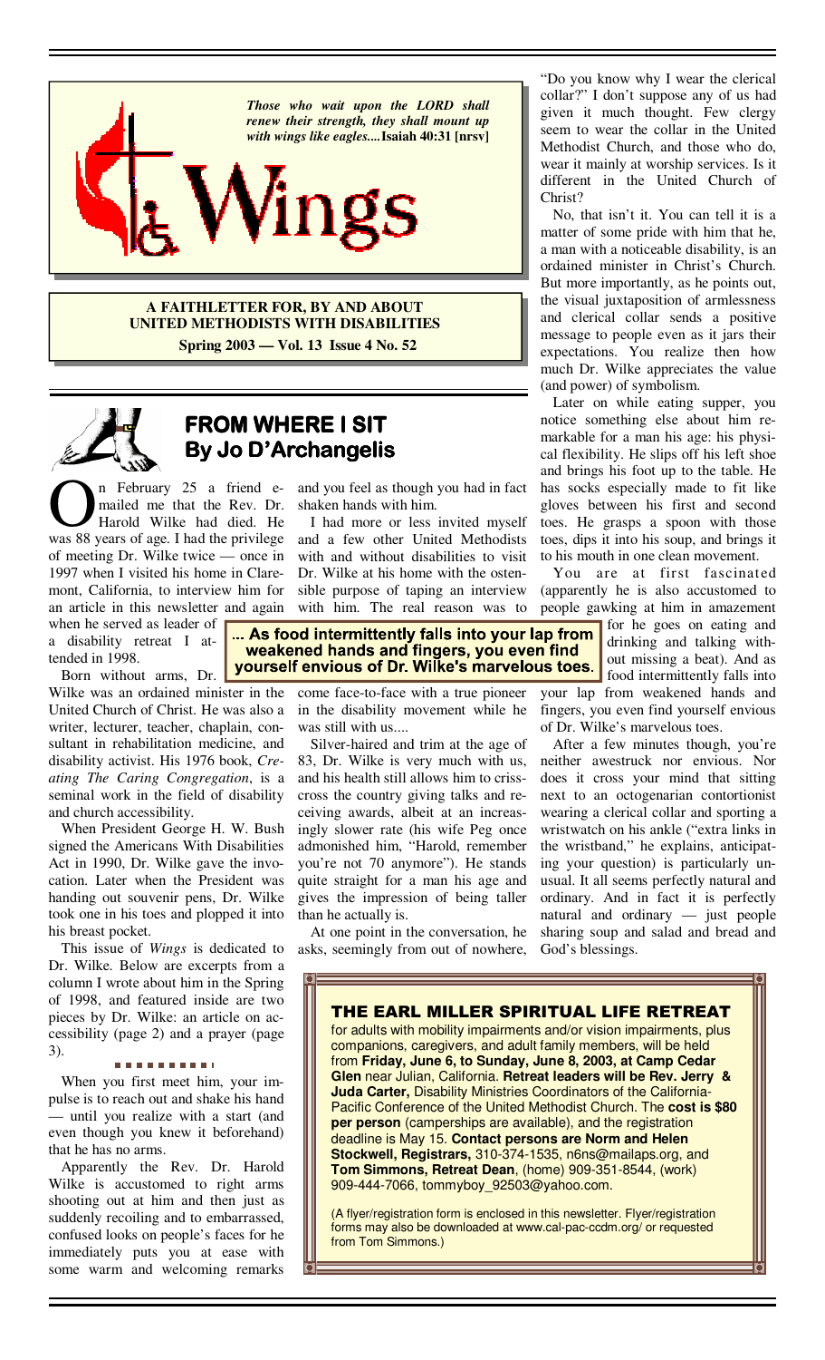*Those who wait upon the LORD shall renew their strength, they shall mount up with wings like eagles....***Isaiah 40:31 [nrsv]**

# Wings

**A FAITHLETTER FOR, BY AND ABOUT UNITED METHODISTS WITH DISABILITIES**

**Spring 2003 — Vol. 13 Issue 4 No. 52**

## FROM WHERE I SIT
## By Jo D'Archangelis

On February 25 a friend e-mailed me that the Rev. Dr. Harold Wilke had died. He was 88 years of age. I had the privilege of meeting Dr. Wilke twice — once in 1997 when I visited his home in Claremont, California, to interview him for an article in this newsletter and again when he served as leader of a disability retreat I attended in 1998.

Born without arms, Dr. Wilke was an ordained minister in the United Church of Christ. He was also a writer, lecturer, teacher, chaplain, consultant in rehabilitation medicine, and disability activist. His 1976 book, *Creating The Caring Congregation*, is a seminal work in the field of disability and church accessibility.

When President George H. W. Bush signed the Americans With Disabilities Act in 1990, Dr. Wilke gave the invocation. Later when the President was handing out souvenir pens, Dr. Wilke took one in his toes and plopped it into his breast pocket.

This issue of *Wings* is dedicated to Dr. Wilke. Below are excerpts from a column I wrote about him in the Spring of 1998, and featured inside are two pieces by Dr. Wilke: an article on accessibility (page 2) and a prayer (page 3).

When you first meet him, your impulse is to reach out and shake his hand — until you realize with a start (and even though you knew it beforehand) that he has no arms.

Apparently the Rev. Dr. Harold Wilke is accustomed to right arms shooting out at him and then just as suddenly recoiling and to embarrassed, confused looks on people's faces for he immediately puts you at ease with some warm and welcoming remarks and you feel as though you had in fact shaken hands with him.

I had more or less invited myself and a few other United Methodists with and without disabilities to visit Dr. Wilke at his home with the ostensible purpose of taping an interview with him. The real reason was to come face-to-face with a true pioneer in the disability movement while he was still with us....

**... As food intermittently falls into your lap from weakened hands and fingers, you even find yourself envious of Dr. Wilke's marvelous toes.**

Silver-haired and trim at the age of 83, Dr. Wilke is very much with us, and his health still allows him to crisscross the country giving talks and receiving awards, albeit at an increasingly slower rate (his wife Peg once admonished him, "Harold, remember you're not 70 anymore"). He stands quite straight for a man his age and gives the impression of being taller than he actually is.

At one point in the conversation, he asks, seemingly from out of nowhere, "Do you know why I wear the clerical collar?" I don't suppose any of us had given it much thought. Few clergy seem to wear the collar in the United Methodist Church, and those who do, wear it mainly at worship services. Is it different in the United Church of Christ?

No, that isn't it. You can tell it is a matter of some pride with him that he, a man with a noticeable disability, is an ordained minister in Christ's Church. But more importantly, as he points out, the visual juxtaposition of armlessness and clerical collar sends a positive message to people even as it jars their expectations. You realize then how much Dr. Wilke appreciates the value (and power) of symbolism.

Later on while eating supper, you notice something else about him remarkable for a man his age: his physical flexibility. He slips off his left shoe and brings his foot up to the table. He has socks especially made to fit like gloves between his first and second toes. He grasps a spoon with those toes, dips it into his soup, and brings it to his mouth in one clean movement.

You are at first fascinated (apparently he is also accustomed to people gawking at him in amazement for he goes on eating and drinking and talking without missing a beat). And as food intermittently falls into your lap from weakened hands and fingers, you even find yourself envious of Dr. Wilke's marvelous toes.

After a few minutes though, you're neither awestruck nor envious. Nor does it cross your mind that sitting next to an octogenarian contortionist wearing a clerical collar and sporting a wristwatch on his ankle ("extra links in the wristband," he explains, anticipating your question) is particularly unusual. It all seems perfectly natural and ordinary. And in fact it is perfectly natural and ordinary — just people sharing soup and salad and bread and God's blessings.

### THE EARL MILLER SPIRITUAL LIFE RETREAT

for adults with mobility impairments and/or vision impairments, plus companions, caregivers, and adult family members, will be held from **Friday, June 6, to Sunday, June 8, 2003, at Camp Cedar Glen** near Julian, California. **Retreat leaders will be Rev. Jerry & Juda Carter,** Disability Ministries Coordinators of the California-Pacific Conference of the United Methodist Church. The **cost is $80 per person** (campersships are available), and the registration deadline is May 15. **Contact persons are Norm and Helen Stockwell, Registrars,** 310-374-1535, n6ns@mailaps.org, and **Tom Simmons, Retreat Dean**, (home) 909-351-8544, (work) 909-444-7066, tommyboy_92503@yahoo.com.

(A flyer/registration form is enclosed in this newsletter. Flyer/registration forms may also be downloaded at www.cal-pac-ccdm.org/ or requested from Tom Simmons.)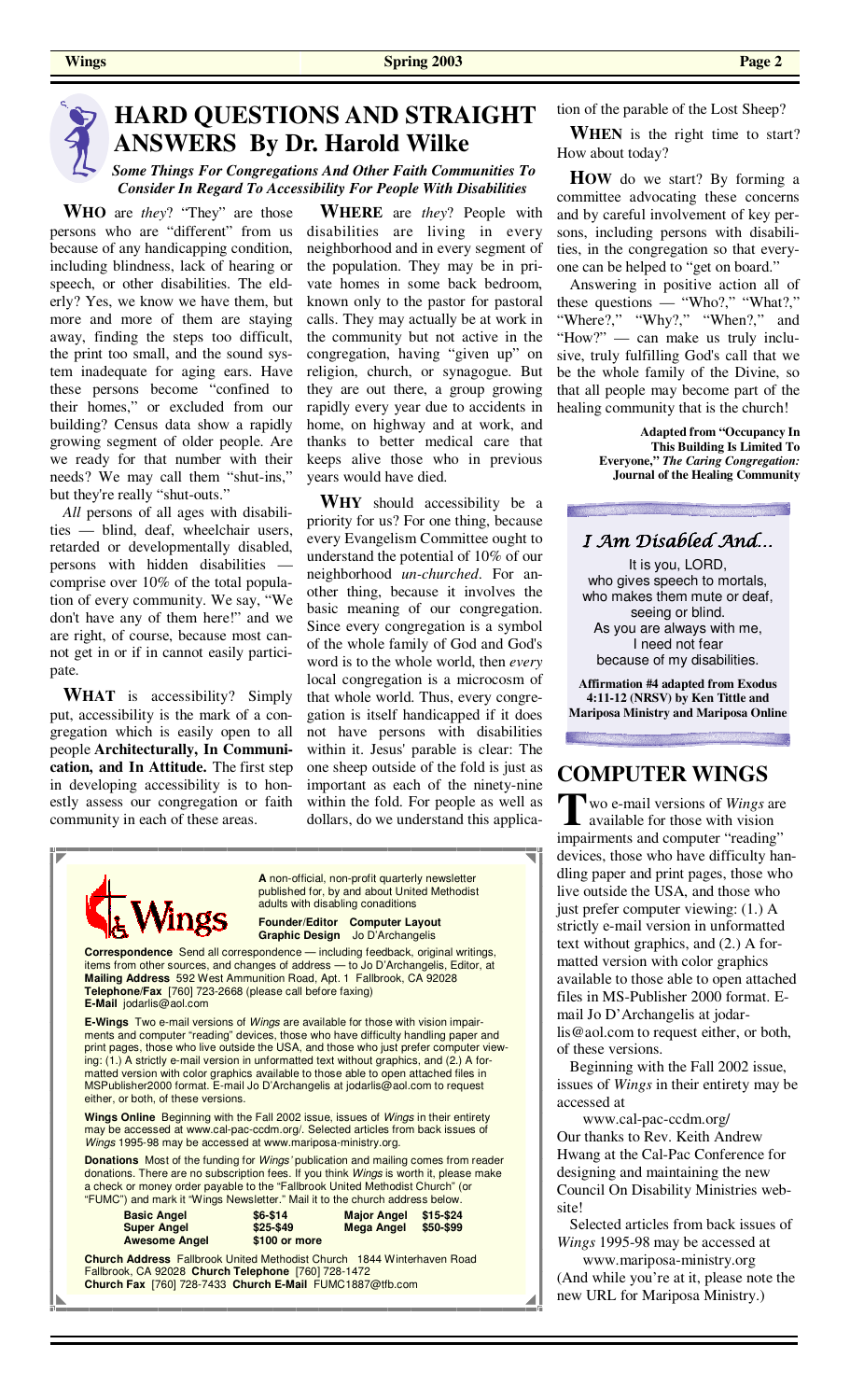# HARD QUESTIONS AND STRAIGHT ANSWERS By Dr. Harold Wilke

***Some Things For Congregations And Other Faith Communities To Consider In Regard To Accessibility For People With Disabilities***

**WHO** are *they*? "They" are those persons who are "different" from us because of any handicapping condition, including blindness, lack of hearing or speech, or other disabilities. The elderly? Yes, we know we have them, but more and more of them are staying away, finding the steps too difficult, the print too small, and the sound system inadequate for aging ears. Have these persons become "confined to their homes," or excluded from our building? Census data show a rapidly growing segment of older people. Are we ready for that number with their needs? We may call them "shut-ins," but they're really "shut-outs."

*All* persons of all ages with disabilities — blind, deaf, wheelchair users, retarded or developmentally disabled, persons with hidden disabilities — comprise over 10% of the total population of every community. We say, "We don't have any of them here!" and we are right, of course, because most cannot get in or if in cannot easily participate.

**WHAT** is accessibility? Simply put, accessibility is the mark of a congregation which is easily open to all people **Architecturally, In Communication, and In Attitude.** The first step in developing accessibility is to honestly assess our congregation or faith community in each of these areas.

**WHERE** are *they*? People with disabilities are living in every neighborhood and in every segment of the population. They may be in private homes in some back bedroom, known only to the pastor for pastoral calls. They may actually be at work in the community but not active in the congregation, having "given up" on religion, church, or synagogue. But they are out there, a group growing rapidly every year due to accidents in home, on highway and at work, and thanks to better medical care that keeps alive those who in previous years would have died.

**WHY** should accessibility be a priority for us? For one thing, because every Evangelism Committee ought to understand the potential of 10% of our neighborhood *un-churched*. For another thing, because it involves the basic meaning of our congregation. Since every congregation is a symbol of the whole family of God and God's word is to the whole world, then *every* local congregation is a microcosm of that whole world. Thus, every congregation is itself handicapped if it does not have persons with disabilities within it. Jesus' parable is clear: The one sheep outside of the fold is just as important as each of the ninety-nine within the fold. For people as well as dollars, do we understand this application of the parable of the Lost Sheep?

**WHEN** is the right time to start? How about today?

**HOW** do we start? By forming a committee advocating these concerns and by careful involvement of key persons, including persons with disabilities, in the congregation so that everyone can be helped to "get on board."

Answering in positive action all of these questions — "Who?," "What?," "Where?," "Why?," "When?," and "How?" — can make us truly inclusive, truly fulfilling God's call that we be the whole family of the Divine, so that all people may become part of the healing community that is the church!

**Adapted from "Occupancy In This Building Is Limited To Everyone,"** ***The Caring Congregation:*** **Journal of the Healing Community**

## *I Am Disabled And...*

It is you, LORD,
who gives speech to mortals,
who makes them mute or deaf,
seeing or blind.
As you are always with me,
I need not fear
because of my disabilities.

**Affirmation #4 adapted from Exodus 4:11-12 (NRSV) by Ken Tittle and Mariposa Ministry and Mariposa Online**

**Wings**

**A** non-official, non-profit quarterly newsletter published for, by and about United Methodist adults with disabling conaditions

**Founder/Editor Computer Layout Graphic Design** Jo D'Archangelis

**Correspondence** Send all correspondence — including feedback, original writings, items from other sources, and changes of address — to Jo D'Archangelis, Editor, at **Mailing Address** 592 West Ammunition Road, Apt. 1 Fallbrook, CA 92028 **Telephone/Fax** [760] 723-2668 (please call before faxing) **E-Mail** jodarlis@aol.com

**E-Wings** Two e-mail versions of *Wings* are available for those with vision impairments and computer "reading" devices, those who have difficulty handling paper and print pages, those who live outside the USA, and those who just prefer computer viewing: (1.) A strictly e-mail version in unformatted text without graphics, and (2.) A formatted version with color graphics available to those able to open attached files in MSPublisher2000 format. E-mail Jo D'Archangelis at jodarlis@aol.com to request either, or both, of these versions.

**Wings Online** Beginning with the Fall 2002 issue, issues of *Wings* in their entirety may be accessed at www.cal-pac-ccdm.org/. Selected articles from back issues of *Wings* 1995-98 may be accessed at www.mariposa-ministry.org.

**Donations** Most of the funding for *Wings'* publication and mailing comes from reader donations. There are no subscription fees. If you think *Wings* is worth it, please make a check or money order payable to the "Fallbrook United Methodist Church" (or "FUMC") and mark it "Wings Newsletter." Mail it to the church address below.

| | | | |
|---|---|---|---|
| **Basic Angel** | $6-$14 | **Major Angel** | $15-$24 |
| **Super Angel** | $25-$49 | **Mega Angel** | $50-$99 |
| **Awesome Angel** | $100 or more | | |

**Church Address** Fallbrook United Methodist Church 1844 Winterhaven Road Fallbrook, CA 92028 **Church Telephone** [760] 728-1472 **Church Fax** [760] 728-7433 **Church E-Mail** FUMC1887@tfb.com

# COMPUTER WINGS

Two e-mail versions of *Wings* are available for those with vision impairments and computer "reading" devices, those who have difficulty handling paper and print pages, those who live outside the USA, and those who just prefer computer viewing: (1.) A strictly e-mail version in unformatted text without graphics, and (2.) A formatted version with color graphics available to those able to open attached files in MS-Publisher 2000 format. E-mail Jo D'Archangelis at jodarlis@aol.com to request either, or both, of these versions.

Beginning with the Fall 2002 issue, issues of *Wings* in their entirety may be accessed at

www.cal-pac-ccdm.org/

Our thanks to Rev. Keith Andrew Hwang at the Cal-Pac Conference for designing and maintaining the new Council On Disability Ministries website!

Selected articles from back issues of *Wings* 1995-98 may be accessed at

www.mariposa-ministry.org

(And while you're at it, please note the new URL for Mariposa Ministry.)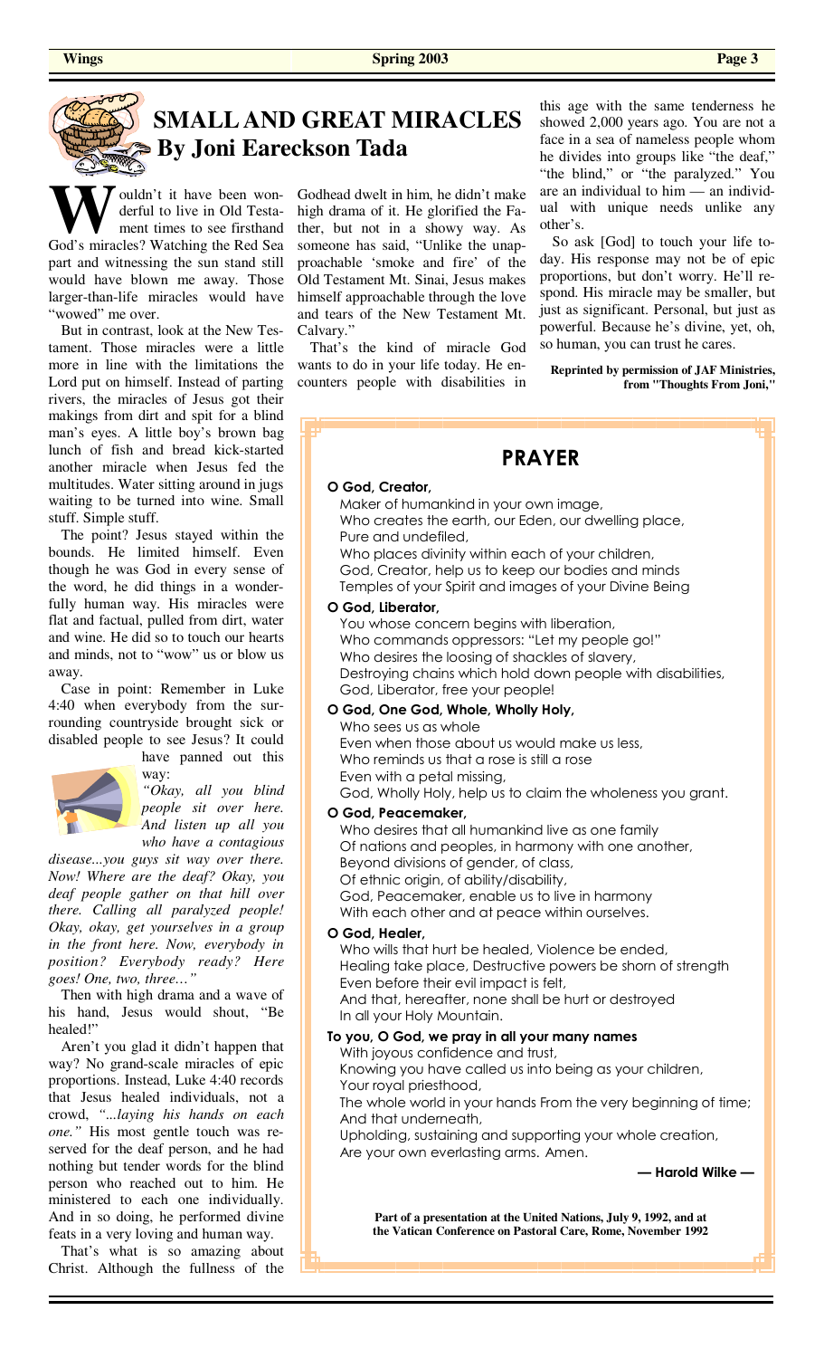## SMALL AND GREAT MIRACLES

### By Joni Eareckson Tada

Wouldn't it have been wonderful to live in Old Testament times to see firsthand God's miracles? Watching the Red Sea part and witnessing the sun stand still would have blown me away. Those larger-than-life miracles would have "wowed" me over.

But in contrast, look at the New Testament. Those miracles were a little more in line with the limitations the Lord put on himself. Instead of parting rivers, the miracles of Jesus got their makings from dirt and spit for a blind man's eyes. A little boy's brown bag lunch of fish and bread kick-started another miracle when Jesus fed the multitudes. Water sitting around in jugs waiting to be turned into wine. Small stuff. Simple stuff.

The point? Jesus stayed within the bounds. He limited himself. Even though he was God in every sense of the word, he did things in a wonderfully human way. His miracles were flat and factual, pulled from dirt, water and wine. He did so to touch our hearts and minds, not to "wow" us or blow us away.

Case in point: Remember in Luke 4:40 when everybody from the surrounding countryside brought sick or disabled people to see Jesus? It could have panned out this way:

*"Okay, all you blind people sit over here. And listen up all you who have a contagious disease...you guys sit way over there. Now! Where are the deaf? Okay, you deaf people gather on that hill over there. Calling all paralyzed people! Okay, okay, get yourselves in a group in the front here. Now, everybody in position? Everybody ready? Here goes! One, two, three…"*

Then with high drama and a wave of his hand, Jesus would shout, "Be healed!"

Aren't you glad it didn't happen that way? No grand-scale miracles of epic proportions. Instead, Luke 4:40 records that Jesus healed individuals, not a crowd, *"...laying his hands on each one."* His most gentle touch was reserved for the deaf person, and he had nothing but tender words for the blind person who reached out to him. He ministered to each one individually. And in so doing, he performed divine feats in a very loving and human way.

That's what is so amazing about Christ. Although the fullness of the Godhead dwelt in him, he didn't make high drama of it. He glorified the Father, but not in a showy way. As someone has said, "Unlike the unapproachable 'smoke and fire' of the Old Testament Mt. Sinai, Jesus makes himself approachable through the love and tears of the New Testament Mt. Calvary."

That's the kind of miracle God wants to do in your life today. He encounters people with disabilities in this age with the same tenderness he showed 2,000 years ago. You are not a face in a sea of nameless people whom he divides into groups like "the deaf," "the blind," or "the paralyzed." You are an individual to him — an individual with unique needs unlike any other's.

So ask [God] to touch your life today. His response may not be of epic proportions, but don't worry. He'll respond. His miracle may be smaller, but just as significant. Personal, but just as powerful. Because he's divine, yet, oh, so human, you can trust he cares.

**Reprinted by permission of JAF Ministries, from "Thoughts From Joni,"**

## PRAYER

**O God, Creator,**
Maker of humankind in your own image,
Who creates the earth, our Eden, our dwelling place,
Pure and undefiled,
Who places divinity within each of your children,
God, Creator, help us to keep our bodies and minds
Temples of your Spirit and images of your Divine Being

**O God, Liberator,**
You whose concern begins with liberation,
Who commands oppressors: "Let my people go!"
Who desires the loosing of shackles of slavery,
Destroying chains which hold down people with disabilities,
God, Liberator, free your people!

**O God, One God, Whole, Wholly Holy,**
Who sees us as whole
Even when those about us would make us less,
Who reminds us that a rose is still a rose
Even with a petal missing,
God, Wholly Holy, help us to claim the wholeness you grant.

**O God, Peacemaker,**
Who desires that all humankind live as one family
Of nations and peoples, in harmony with one another,
Beyond divisions of gender, of class,
Of ethnic origin, of ability/disability,
God, Peacemaker, enable us to live in harmony
With each other and at peace within ourselves.

**O God, Healer,**
Who wills that hurt be healed, Violence be ended,
Healing take place, Destructive powers be shorn of strength
Even before their evil impact is felt,
And that, hereafter, none shall be hurt or destroyed
In all your Holy Mountain.

**To you, O God, we pray in all your many names**
With joyous confidence and trust,
Knowing you have called us into being as your children,
Your royal priesthood,
The whole world in your hands From the very beginning of time;
And that underneath,
Upholding, sustaining and supporting your whole creation,
Are your own everlasting arms. Amen.

**— Harold Wilke —**

**Part of a presentation at the United Nations, July 9, 1992, and at the Vatican Conference on Pastoral Care, Rome, November 1992**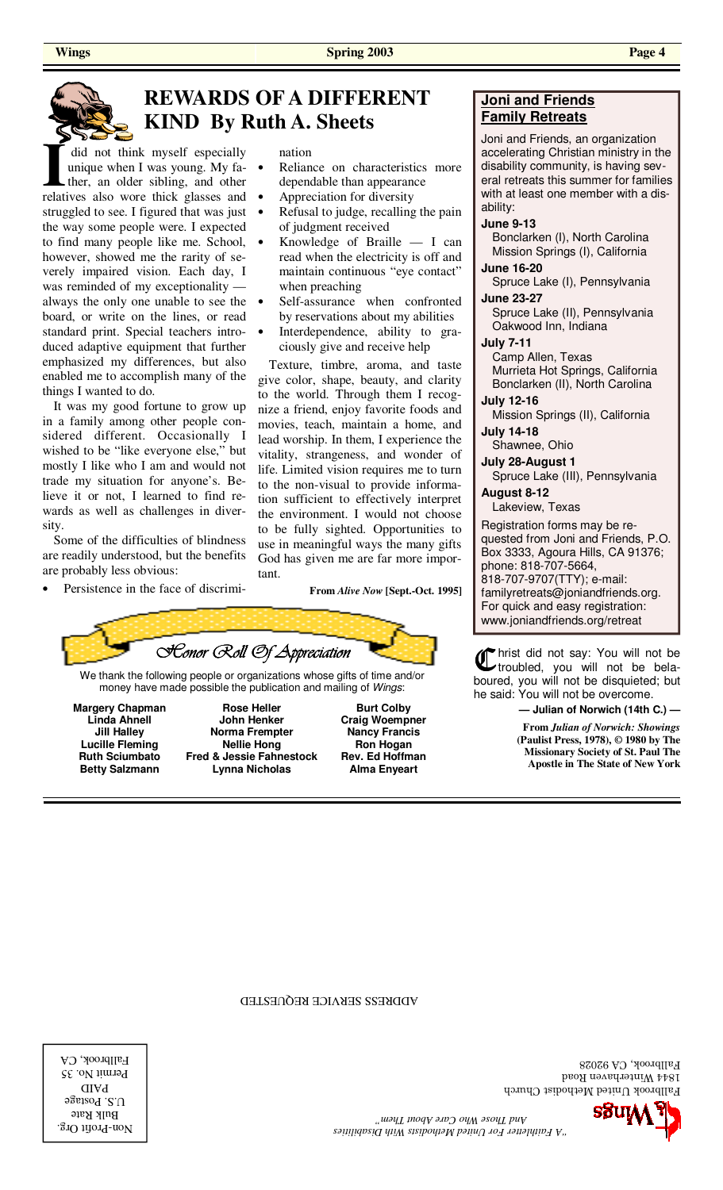## REWARDS OF A DIFFERENT KIND By Ruth A. Sheets

I did not think myself especially unique when I was young. My father, an older sibling, and other relatives also wore thick glasses and struggled to see. I figured that was just the way some people were. I expected to find many people like me. School, however, showed me the rarity of severely impaired vision. Each day, I was reminded of my exceptionality — always the only one unable to see the board, or write on the lines, or read standard print. Special teachers introduced adaptive equipment that further emphasized my differences, but also enabled me to accomplish many of the things I wanted to do.

It was my good fortune to grow up in a family among other people considered different. Occasionally I wished to be "like everyone else," but mostly I like who I am and would not trade my situation for anyone's. Believe it or not, I learned to find rewards as well as challenges in diversity.

Some of the difficulties of blindness are readily understood, but the benefits are probably less obvious:

- Persistence in the face of discrimination
- Reliance on characteristics more dependable than appearance
- Appreciation for diversity
- Refusal to judge, recalling the pain of judgment received
- Knowledge of Braille — I can read when the electricity is off and maintain continuous "eye contact" when preaching
- Self-assurance when confronted by reservations about my abilities
- Interdependence, ability to graciously give and receive help

Texture, timbre, aroma, and taste give color, shape, beauty, and clarity to the world. Through them I recognize a friend, enjoy favorite foods and movies, teach, maintain a home, and lead worship. In them, I experience the vitality, strangeness, and wonder of life. Limited vision requires me to turn to the non-visual to provide information sufficient to effectively interpret the environment. I would not choose to be fully sighted. Opportunities to use in meaningful ways the many gifts God has given me are far more important.

**From *Alive Now* [Sept.-Oct. 1995]**

## Honor Roll Of Appreciation

We thank the following people or organizations whose gifts of time and/or money have made possible the publication and mailing of *Wings*:

| | | |
|---|---|---|
| **Margery Chapman** | **Rose Heller** | **Burt Colby** |
| **Linda Ahnell** | **John Henker** | **Craig Woempner** |
| **Jill Halley** | **Norma Frempter** | **Nancy Francis** |
| **Lucille Fleming** | **Nellie Hong** | **Ron Hogan** |
| **Ruth Sciumbato** | **Fred & Jessie Fahnestock** | **Rev. Ed Hoffman** |
| **Betty Salzmann** | **Lynna Nicholas** | **Alma Enyeart** |

## Joni and Friends Family Retreats

Joni and Friends, an organization accelerating Christian ministry in the disability community, is having several retreats this summer for families with at least one member with a disability:

**June 9-13**
Bonclarken (I), North Carolina
Mission Springs (I), California

**June 16-20**
Spruce Lake (I), Pennsylvania

**June 23-27**
Spruce Lake (II), Pennsylvania
Oakwood Inn, Indiana

**July 7-11**
Camp Allen, Texas
Murrieta Hot Springs, California
Bonclarken (II), North Carolina

**July 12-16**
Mission Springs (II), California

**July 14-18**
Shawnee, Ohio

**July 28-August 1**
Spruce Lake (III), Pennsylvania

**August 8-12**
Lakeview, Texas

Registration forms may be requested from Joni and Friends, P.O. Box 3333, Agoura Hills, CA 91376; phone: 818-707-5664, 818-707-9707(TTY); e-mail: familyretreats@joniandfriends.org. For quick and easy registration: www.joniandfriends.org/retreat

Christ did not say: You will not be troubled, you will not be belaboured, you will not be disquieted; but he said: You will not be overcome.

**— Julian of Norwich (14th C.) —**

**From *Julian of Norwich: Showings* (Paulist Press, 1978), © 1980 by The Missionary Society of St. Paul The Apostle in The State of New York**

ADDRESS SERVICE REQUESTED

Wings
"A Faithletter For United Methodists With Disabilities And Those Who Care About Them"
Fallbrook United Methodist Church
1844 Winterhaven Road
Fallbrook, CA 92028

Non-Profit Org.
Bulk Rate
U.S. Postage
PAID
Permit No. 35
Fallbrook, CA